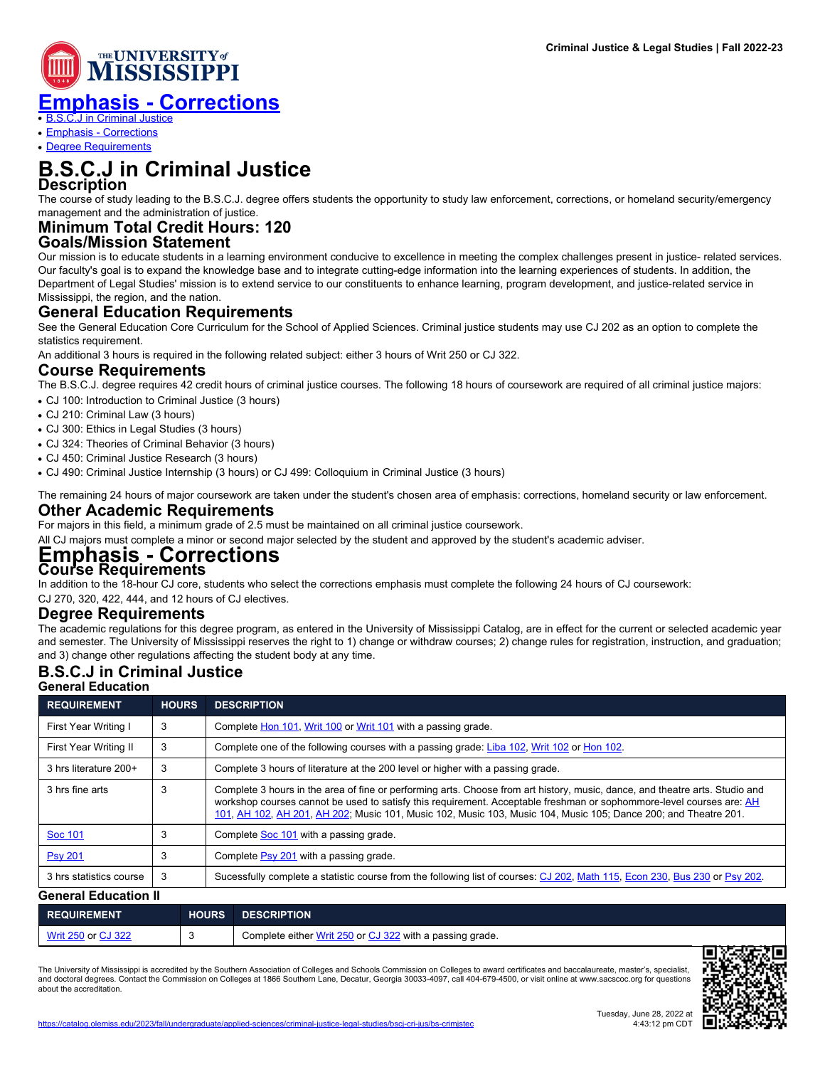# Emphasis - Corrections

- B.S.C.J in Criminal Justice
- Emphasis - Corrections
- Degree Requirements

# B.S.C.J in Criminal Justice

## Description

The course of study leading to the B.S.C.J. degree offers students the opportunity to study law enforcement, corrections, or homeland security/emergency management and the administration of justice.

## Minimum Total Credit Hours: 120

## Goals/Mission Statement

Our mission is to educate students in a learning environment conducive to excellence in meeting the complex challenges present in justice- related services. Our faculty's goal is to expand the knowledge base and to integrate cutting-edge information into the learning experiences of students. In addition, the Department of Legal Studies' mission is to extend service to our constituents to enhance learning, program development, and justice-related service in Mississippi, the region, and the nation.

## General Education Requirements

See the General Education Core Curriculum for the School of Applied Sciences. Criminal justice students may use CJ 202 as an option to complete the statistics requirement.

An additional 3 hours is required in the following related subject: either 3 hours of Writ 250 or CJ 322.

## Course Requirements

The B.S.C.J. degree requires 42 credit hours of criminal justice courses. The following 18 hours of coursework are required of all criminal justice majors:

- CJ 100: Introduction to Criminal Justice (3 hours)
- CJ 210: Criminal Law (3 hours)
- CJ 300: Ethics in Legal Studies (3 hours)
- CJ 324: Theories of Criminal Behavior (3 hours)
- CJ 450: Criminal Justice Research (3 hours)
- CJ 490: Criminal Justice Internship (3 hours) or CJ 499: Colloquium in Criminal Justice (3 hours)

The remaining 24 hours of major coursework are taken under the student's chosen area of emphasis: corrections, homeland security or law enforcement.

## Other Academic Requirements

For majors in this field, a minimum grade of 2.5 must be maintained on all criminal justice coursework.

All CJ majors must complete a minor or second major selected by the student and approved by the student's academic adviser.

# Emphasis - Corrections

## Course Requirements

In addition to the 18-hour CJ core, students who select the corrections emphasis must complete the following 24 hours of CJ coursework:

CJ 270, 320, 422, 444, and 12 hours of CJ electives.

## Degree Requirements

The academic regulations for this degree program, as entered in the University of Mississippi Catalog, are in effect for the current or selected academic year and semester. The University of Mississippi reserves the right to 1) change or withdraw courses; 2) change rules for registration, instruction, and graduation; and 3) change other regulations affecting the student body at any time.

## B.S.C.J in Criminal Justice

### General Education

| REQUIREMENT | HOURS | DESCRIPTION |
|---|---|---|
| First Year Writing I | 3 | Complete Hon 101, Writ 100 or Writ 101 with a passing grade. |
| First Year Writing II | 3 | Complete one of the following courses with a passing grade: Liba 102, Writ 102 or Hon 102. |
| 3 hrs literature 200+ | 3 | Complete 3 hours of literature at the 200 level or higher with a passing grade. |
| 3 hrs fine arts | 3 | Complete 3 hours in the area of fine or performing arts. Choose from art history, music, dance, and theatre arts. Studio and workshop courses cannot be used to satisfy this requirement. Acceptable freshman or sophommore-level courses are: AH 101, AH 102, AH 201, AH 202; Music 101, Music 102, Music 103, Music 104, Music 105; Dance 200; and Theatre 201. |
| Soc 101 | 3 | Complete Soc 101 with a passing grade. |
| Psy 201 | 3 | Complete Psy 201 with a passing grade. |
| 3 hrs statistics course | 3 | Sucessfully complete a statistic course from the following list of courses: CJ 202, Math 115, Econ 230, Bus 230 or Psy 202. |

### General Education II

| REQUIREMENT | HOURS | DESCRIPTION |
|---|---|---|
| Writ 250 or CJ 322 | 3 | Complete either Writ 250 or CJ 322 with a passing grade. |

The University of Mississippi is accredited by the Southern Association of Colleges and Schools Commission on Colleges to award certificates and baccalaureate, master's, specialist, and doctoral degrees. Contact the Commission on Colleges at 1866 Southern Lane, Decatur, Georgia 30033-4097, call 404-679-4500, or visit online at www.sacscoc.org for questions about the accreditation.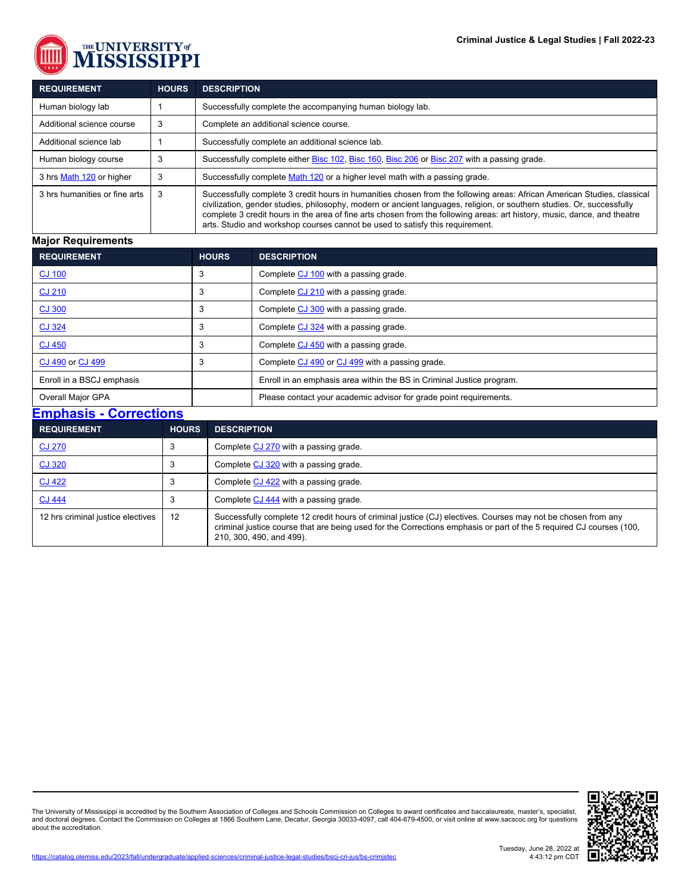| REQUIREMENT | HOURS | DESCRIPTION |
|---|---|---|
| Human biology lab | 1 | Successfully complete the accompanying human biology lab. |
| Additional science course | 3 | Complete an additional science course. |
| Additional science lab | 1 | Successfully complete an additional science lab. |
| Human biology course | 3 | Successfully complete either Bisc 102, Bisc 160, Bisc 206 or Bisc 207 with a passing grade. |
| 3 hrs Math 120 or higher | 3 | Successfully complete Math 120 or a higher level math with a passing grade. |
| 3 hrs humanities or fine arts | 3 | Successfully complete 3 credit hours in humanities chosen from the following areas: African American Studies, classical civilization, gender studies, philosophy, modern or ancient languages, religion, or southern studies. Or, successfully complete 3 credit hours in the area of fine arts chosen from the following areas: art history, music, dance, and theatre arts. Studio and workshop courses cannot be used to satisfy this requirement. |

### Major Requirements

| REQUIREMENT | HOURS | DESCRIPTION |
|---|---|---|
| CJ 100 | 3 | Complete CJ 100 with a passing grade. |
| CJ 210 | 3 | Complete CJ 210 with a passing grade. |
| CJ 300 | 3 | Complete CJ 300 with a passing grade. |
| CJ 324 | 3 | Complete CJ 324 with a passing grade. |
| CJ 450 | 3 | Complete CJ 450 with a passing grade. |
| CJ 490 or CJ 499 | 3 | Complete CJ 490 or CJ 499 with a passing grade. |
| Enroll in a BSCJ emphasis | | Enroll in an emphasis area within the BS in Criminal Justice program. |
| Overall Major GPA | | Please contact your academic advisor for grade point requirements. |

## Emphasis - Corrections

| REQUIREMENT | HOURS | DESCRIPTION |
|---|---|---|
| CJ 270 | 3 | Complete CJ 270 with a passing grade. |
| CJ 320 | 3 | Complete CJ 320 with a passing grade. |
| CJ 422 | 3 | Complete CJ 422 with a passing grade. |
| CJ 444 | 3 | Complete CJ 444 with a passing grade. |
| 12 hrs criminal justice electives | 12 | Successfully complete 12 credit hours of criminal justice (CJ) electives. Courses may not be chosen from any criminal justice course that are being used for the Corrections emphasis or part of the 5 required CJ courses (100, 210, 300, 490, and 499). |

The University of Mississippi is accredited by the Southern Association of Colleges and Schools Commission on Colleges to award certificates and baccalaureate, master's, specialist, and doctoral degrees. Contact the Commission on Colleges at 1866 Southern Lane, Decatur, Georgia 30033-4097, call 404-679-4500, or visit online at www.sacscoc.org for questions about the accreditation.